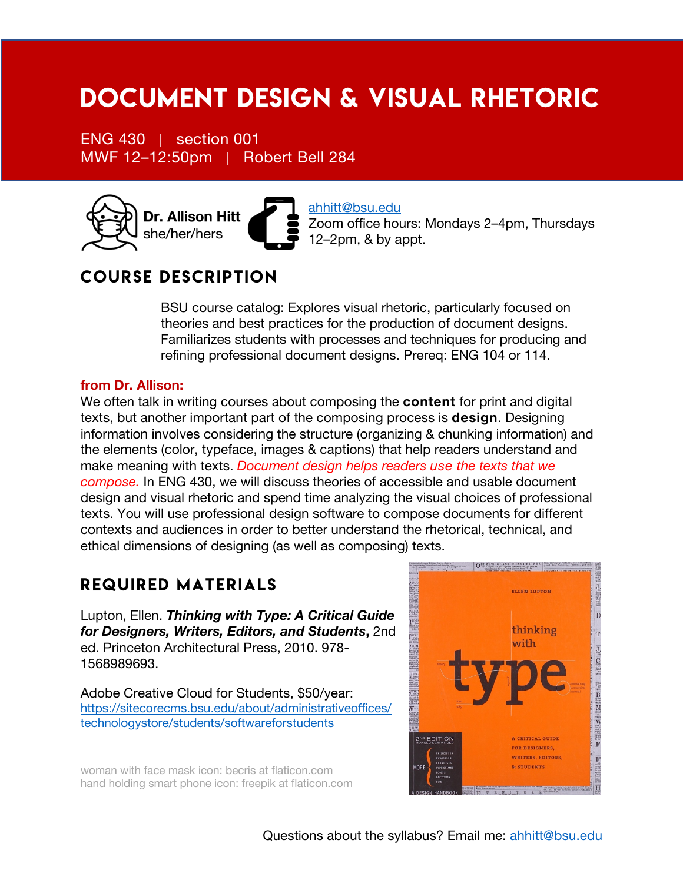# DOCUMENT DESIGN & VISUAL RHETORIC

ENG 430 | section 001
MWF 12–12:50pm | Robert Bell 284

**Dr. Allison Hitt**
she/her/hers

ahhitt@bsu.edu
Zoom office hours: Mondays 2–4pm, Thursdays 12–2pm, & by appt.

## COURSE DESCRIPTION

BSU course catalog: Explores visual rhetoric, particularly focused on theories and best practices for the production of document designs. Familiarizes students with processes and techniques for producing and refining professional document designs. Prereq: ENG 104 or 114.

**from Dr. Allison:**
We often talk in writing courses about composing the **content** for print and digital texts, but another important part of the composing process is **design**. Designing information involves considering the structure (organizing & chunking information) and the elements (color, typeface, images & captions) that help readers understand and make meaning with texts. *Document design helps readers use the texts that we compose.* In ENG 430, we will discuss theories of accessible and usable document design and visual rhetoric and spend time analyzing the visual choices of professional texts. You will use professional design software to compose documents for different contexts and audiences in order to better understand the rhetorical, technical, and ethical dimensions of designing (as well as composing) texts.

## REQUIRED MATERIALS

Lupton, Ellen. ***Thinking with Type: A Critical Guide for Designers, Writers, Editors, and Students***, 2nd ed. Princeton Architectural Press, 2010. 978-1568989693.

Adobe Creative Cloud for Students, $50/year: https://sitecorecms.bsu.edu/about/administrativeoffices/technologystore/students/softwareforstudents

woman with face mask icon: becris at flaticon.com
hand holding smart phone icon: freepik at flaticon.com

Questions about the syllabus? Email me: ahhitt@bsu.edu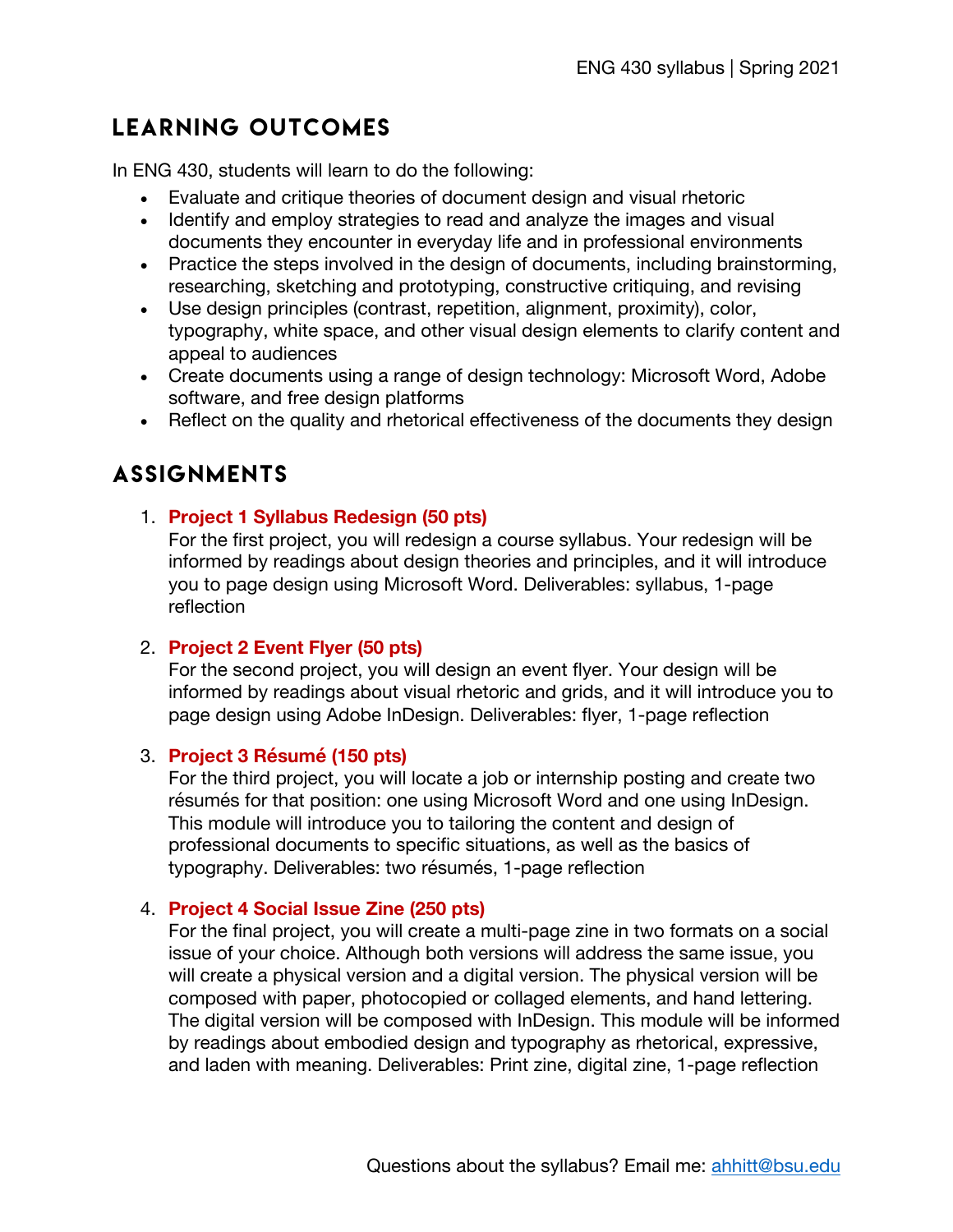## Learning Outcomes

In ENG 430, students will learn to do the following:

- Evaluate and critique theories of document design and visual rhetoric
- Identify and employ strategies to read and analyze the images and visual documents they encounter in everyday life and in professional environments
- Practice the steps involved in the design of documents, including brainstorming, researching, sketching and prototyping, constructive critiquing, and revising
- Use design principles (contrast, repetition, alignment, proximity), color, typography, white space, and other visual design elements to clarify content and appeal to audiences
- Create documents using a range of design technology: Microsoft Word, Adobe software, and free design platforms
- Reflect on the quality and rhetorical effectiveness of the documents they design

## Assignments

1. **Project 1 Syllabus Redesign (50 pts)**
   For the first project, you will redesign a course syllabus. Your redesign will be informed by readings about design theories and principles, and it will introduce you to page design using Microsoft Word. Deliverables: syllabus, 1-page reflection

2. **Project 2 Event Flyer (50 pts)**
   For the second project, you will design an event flyer. Your design will be informed by readings about visual rhetoric and grids, and it will introduce you to page design using Adobe InDesign. Deliverables: flyer, 1-page reflection

3. **Project 3 Résumé (150 pts)**
   For the third project, you will locate a job or internship posting and create two résumés for that position: one using Microsoft Word and one using InDesign. This module will introduce you to tailoring the content and design of professional documents to specific situations, as well as the basics of typography. Deliverables: two résumés, 1-page reflection

4. **Project 4 Social Issue Zine (250 pts)**
   For the final project, you will create a multi-page zine in two formats on a social issue of your choice. Although both versions will address the same issue, you will create a physical version and a digital version. The physical version will be composed with paper, photocopied or collaged elements, and hand lettering. The digital version will be composed with InDesign. This module will be informed by readings about embodied design and typography as rhetorical, expressive, and laden with meaning. Deliverables: Print zine, digital zine, 1-page reflection

Questions about the syllabus? Email me: ahhitt@bsu.edu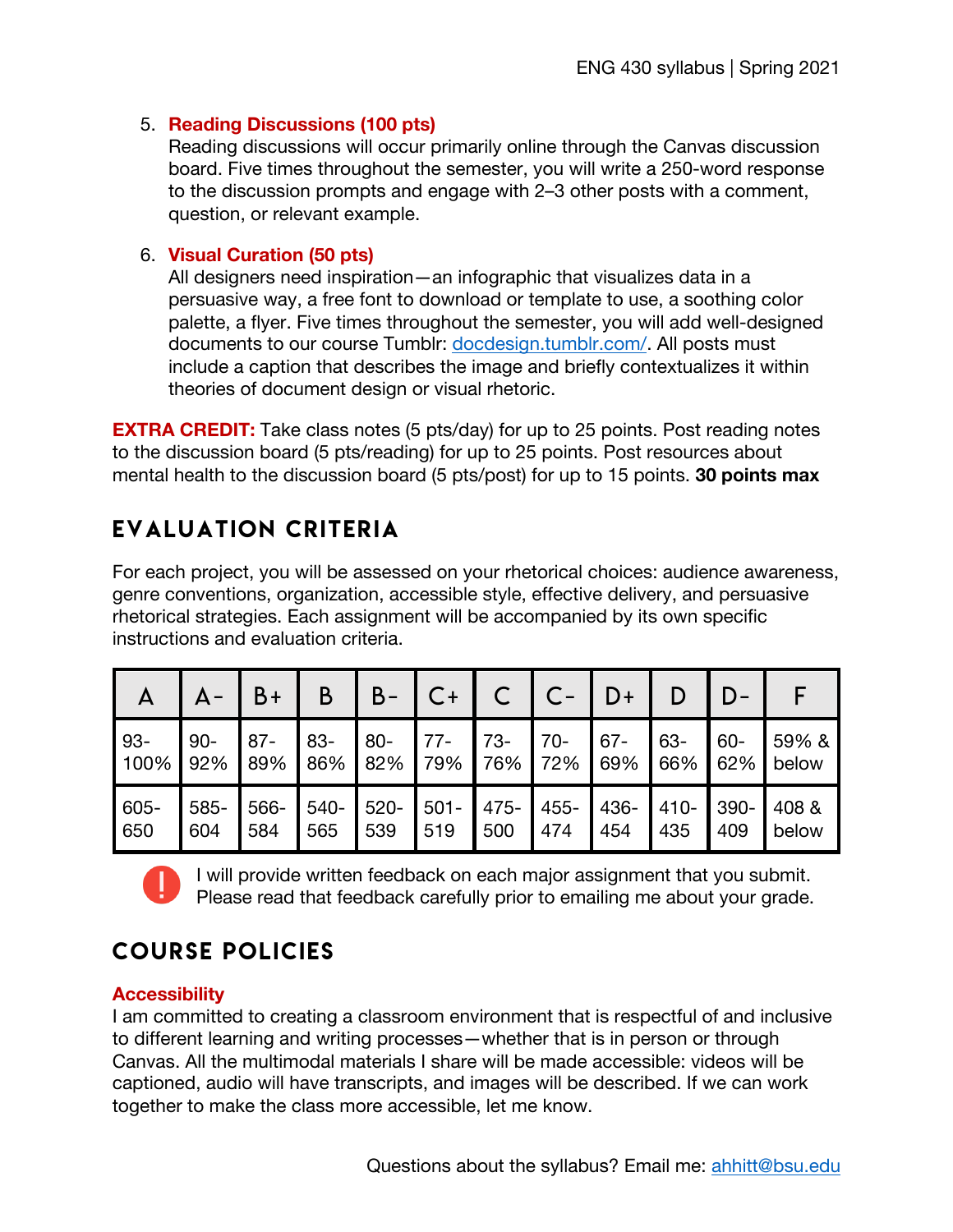5. **Reading Discussions (100 pts)**
   Reading discussions will occur primarily online through the Canvas discussion board. Five times throughout the semester, you will write a 250-word response to the discussion prompts and engage with 2–3 other posts with a comment, question, or relevant example.

6. **Visual Curation (50 pts)**
   All designers need inspiration—an infographic that visualizes data in a persuasive way, a free font to download or template to use, a soothing color palette, a flyer. Five times throughout the semester, you will add well-designed documents to our course Tumblr: [docdesign.tumblr.com/](docdesign.tumblr.com/). All posts must include a caption that describes the image and briefly contextualizes it within theories of document design or visual rhetoric.

**EXTRA CREDIT:** Take class notes (5 pts/day) for up to 25 points. Post reading notes to the discussion board (5 pts/reading) for up to 25 points. Post resources about mental health to the discussion board (5 pts/post) for up to 15 points. **30 points max**

## EVALUATION CRITERIA

For each project, you will be assessed on your rhetorical choices: audience awareness, genre conventions, organization, accessible style, effective delivery, and persuasive rhetorical strategies. Each assignment will be accompanied by its own specific instructions and evaluation criteria.

| A | A- | B+ | B | B- | C+ | C | C- | D+ | D | D- | F |
|---|---|---|---|---|---|---|---|---|---|---|---|
| 93-100% | 90-92% | 87-89% | 83-86% | 80-82% | 77-79% | 73-76% | 70-72% | 67-69% | 63-66% | 60-62% | 59% & below |
| 605-650 | 585-604 | 566-584 | 540-565 | 520-539 | 501-519 | 475-500 | 455-474 | 436-454 | 410-435 | 390-409 | 408 & below |

I will provide written feedback on each major assignment that you submit. Please read that feedback carefully prior to emailing me about your grade.

## COURSE POLICIES

### Accessibility

I am committed to creating a classroom environment that is respectful of and inclusive to different learning and writing processes—whether that is in person or through Canvas. All the multimodal materials I share will be made accessible: videos will be captioned, audio will have transcripts, and images will be described. If we can work together to make the class more accessible, let me know.

Questions about the syllabus? Email me: [ahhitt@bsu.edu](mailto:ahhitt@bsu.edu)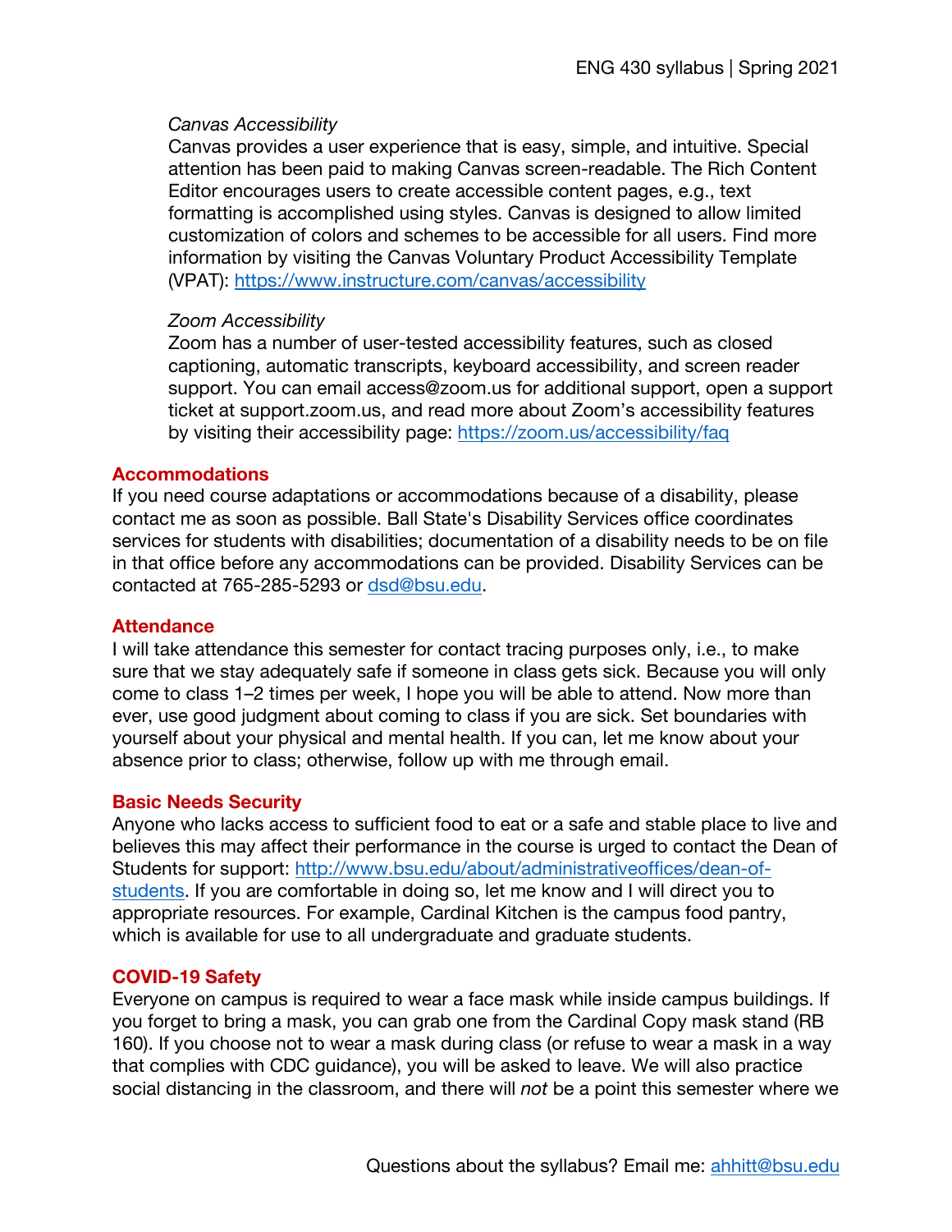*Canvas Accessibility*

Canvas provides a user experience that is easy, simple, and intuitive. Special attention has been paid to making Canvas screen-readable. The Rich Content Editor encourages users to create accessible content pages, e.g., text formatting is accomplished using styles. Canvas is designed to allow limited customization of colors and schemes to be accessible for all users. Find more information by visiting the Canvas Voluntary Product Accessibility Template (VPAT): https://www.instructure.com/canvas/accessibility

*Zoom Accessibility*

Zoom has a number of user-tested accessibility features, such as closed captioning, automatic transcripts, keyboard accessibility, and screen reader support. You can email access@zoom.us for additional support, open a support ticket at support.zoom.us, and read more about Zoom's accessibility features by visiting their accessibility page: https://zoom.us/accessibility/faq

## Accommodations

If you need course adaptations or accommodations because of a disability, please contact me as soon as possible. Ball State's Disability Services office coordinates services for students with disabilities; documentation of a disability needs to be on file in that office before any accommodations can be provided. Disability Services can be contacted at 765-285-5293 or dsd@bsu.edu.

## Attendance

I will take attendance this semester for contact tracing purposes only, i.e., to make sure that we stay adequately safe if someone in class gets sick. Because you will only come to class 1–2 times per week, I hope you will be able to attend. Now more than ever, use good judgment about coming to class if you are sick. Set boundaries with yourself about your physical and mental health. If you can, let me know about your absence prior to class; otherwise, follow up with me through email.

## Basic Needs Security

Anyone who lacks access to sufficient food to eat or a safe and stable place to live and believes this may affect their performance in the course is urged to contact the Dean of Students for support: http://www.bsu.edu/about/administrativeoffices/dean-of-students. If you are comfortable in doing so, let me know and I will direct you to appropriate resources. For example, Cardinal Kitchen is the campus food pantry, which is available for use to all undergraduate and graduate students.

## COVID-19 Safety

Everyone on campus is required to wear a face mask while inside campus buildings. If you forget to bring a mask, you can grab one from the Cardinal Copy mask stand (RB 160). If you choose not to wear a mask during class (or refuse to wear a mask in a way that complies with CDC guidance), you will be asked to leave. We will also practice social distancing in the classroom, and there will *not* be a point this semester where we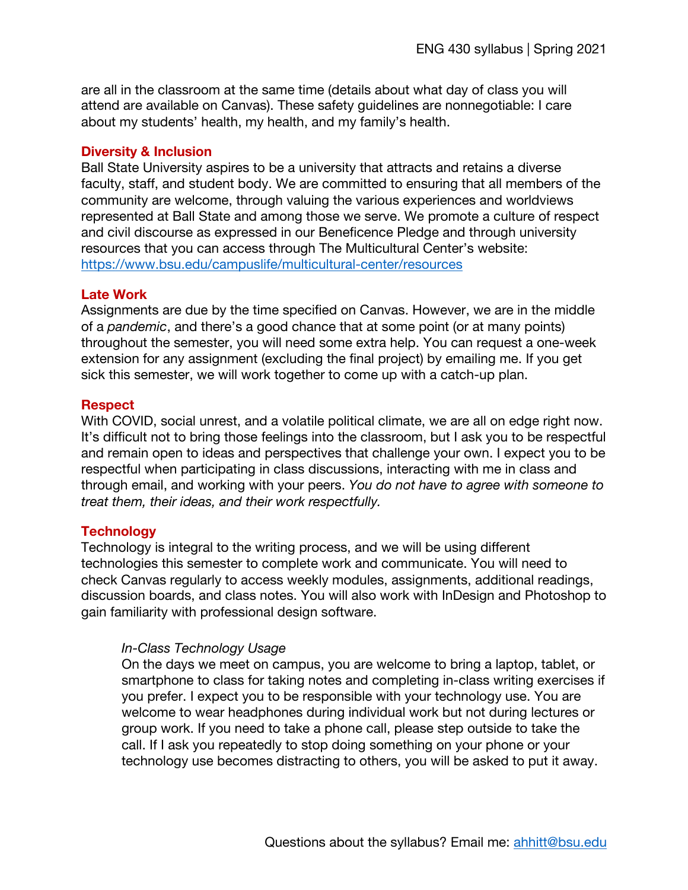are all in the classroom at the same time (details about what day of class you will attend are available on Canvas). These safety guidelines are nonnegotiable: I care about my students' health, my health, and my family's health.

## Diversity & Inclusion

Ball State University aspires to be a university that attracts and retains a diverse faculty, staff, and student body. We are committed to ensuring that all members of the community are welcome, through valuing the various experiences and worldviews represented at Ball State and among those we serve. We promote a culture of respect and civil discourse as expressed in our Beneficence Pledge and through university resources that you can access through The Multicultural Center's website: [https://www.bsu.edu/campuslife/multicultural-center/resources](https://www.bsu.edu/campuslife/multicultural-center/resources)

## Late Work

Assignments are due by the time specified on Canvas. However, we are in the middle of a *pandemic*, and there's a good chance that at some point (or at many points) throughout the semester, you will need some extra help. You can request a one-week extension for any assignment (excluding the final project) by emailing me. If you get sick this semester, we will work together to come up with a catch-up plan.

## Respect

With COVID, social unrest, and a volatile political climate, we are all on edge right now. It's difficult not to bring those feelings into the classroom, but I ask you to be respectful and remain open to ideas and perspectives that challenge your own. I expect you to be respectful when participating in class discussions, interacting with me in class and through email, and working with your peers. *You do not have to agree with someone to treat them, their ideas, and their work respectfully.*

## Technology

Technology is integral to the writing process, and we will be using different technologies this semester to complete work and communicate. You will need to check Canvas regularly to access weekly modules, assignments, additional readings, discussion boards, and class notes. You will also work with InDesign and Photoshop to gain familiarity with professional design software.

### *In-Class Technology Usage*

On the days we meet on campus, you are welcome to bring a laptop, tablet, or smartphone to class for taking notes and completing in-class writing exercises if you prefer. I expect you to be responsible with your technology use. You are welcome to wear headphones during individual work but not during lectures or group work. If you need to take a phone call, please step outside to take the call. If I ask you repeatedly to stop doing something on your phone or your technology use becomes distracting to others, you will be asked to put it away.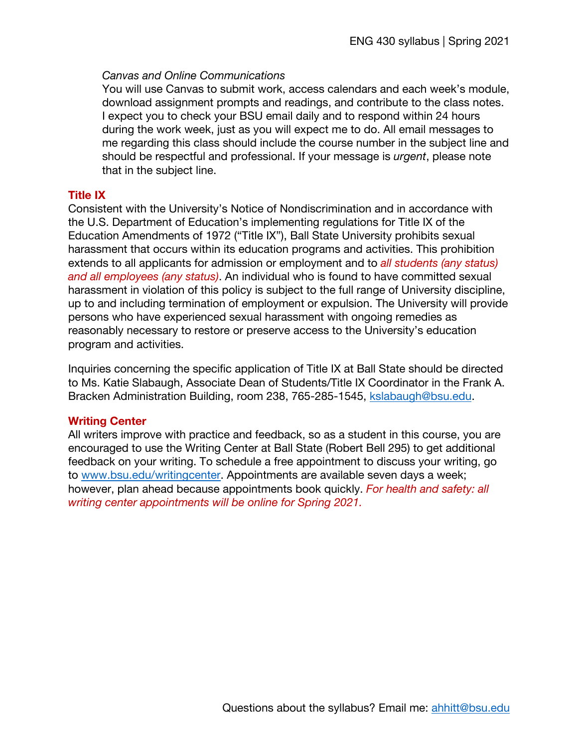*Canvas and Online Communications*

You will use Canvas to submit work, access calendars and each week's module, download assignment prompts and readings, and contribute to the class notes. I expect you to check your BSU email daily and to respond within 24 hours during the work week, just as you will expect me to do. All email messages to me regarding this class should include the course number in the subject line and should be respectful and professional. If your message is *urgent*, please note that in the subject line.

## Title IX

Consistent with the University's Notice of Nondiscrimination and in accordance with the U.S. Department of Education's implementing regulations for Title IX of the Education Amendments of 1972 ("Title IX"), Ball State University prohibits sexual harassment that occurs within its education programs and activities. This prohibition extends to all applicants for admission or employment and to *all students (any status) and all employees (any status)*. An individual who is found to have committed sexual harassment in violation of this policy is subject to the full range of University discipline, up to and including termination of employment or expulsion. The University will provide persons who have experienced sexual harassment with ongoing remedies as reasonably necessary to restore or preserve access to the University's education program and activities.

Inquiries concerning the specific application of Title IX at Ball State should be directed to Ms. Katie Slabaugh, Associate Dean of Students/Title IX Coordinator in the Frank A. Bracken Administration Building, room 238, 765-285-1545, kslabaugh@bsu.edu.

## Writing Center

All writers improve with practice and feedback, so as a student in this course, you are encouraged to use the Writing Center at Ball State (Robert Bell 295) to get additional feedback on your writing. To schedule a free appointment to discuss your writing, go to www.bsu.edu/writingcenter. Appointments are available seven days a week; however, plan ahead because appointments book quickly. *For health and safety: all writing center appointments will be online for Spring 2021.*

Questions about the syllabus? Email me: ahhitt@bsu.edu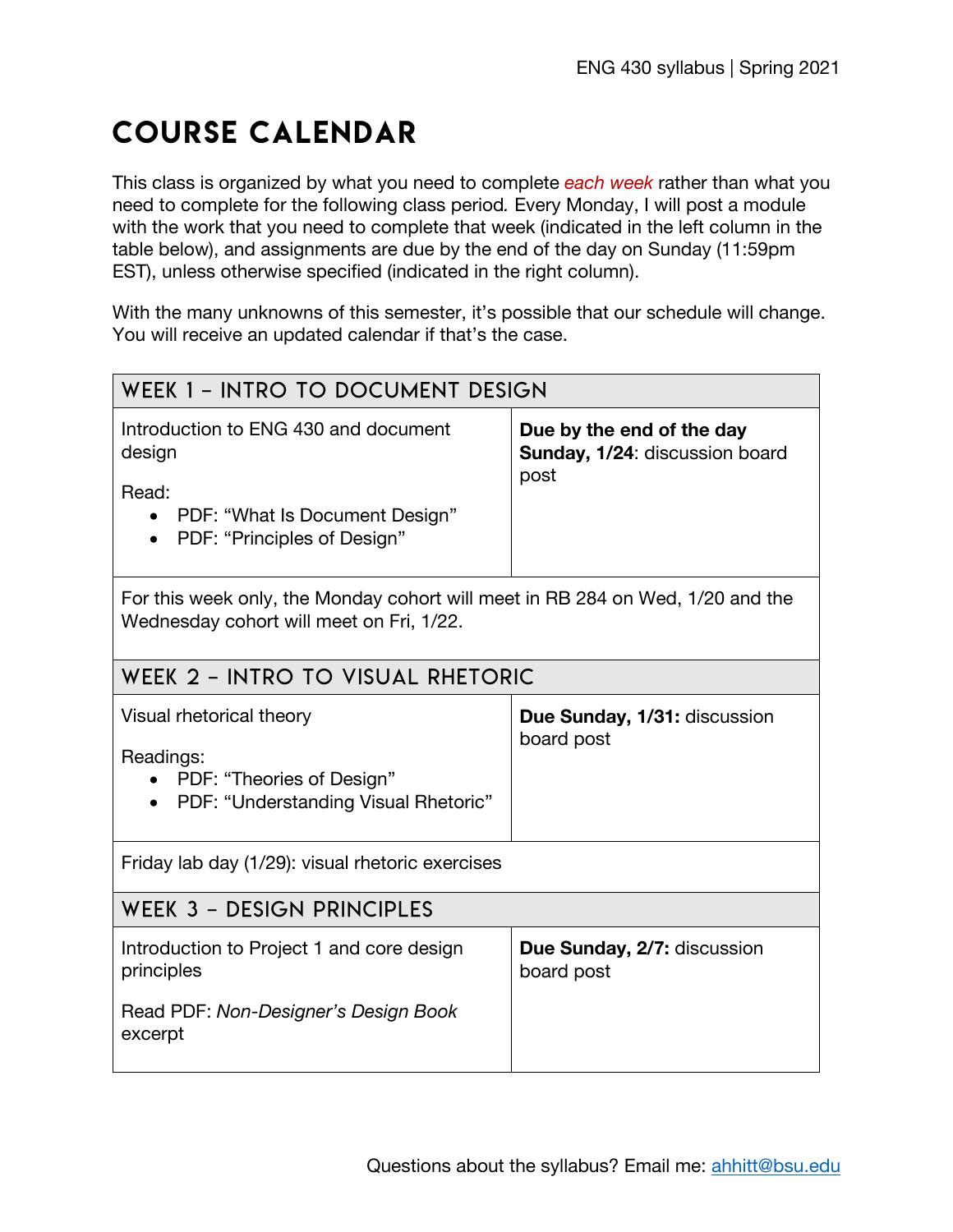# Course Calendar

This class is organized by what you need to complete *each week* rather than what you need to complete for the following class period. Every Monday, I will post a module with the work that you need to complete that week (indicated in the left column in the table below), and assignments are due by the end of the day on Sunday (11:59pm EST), unless otherwise specified (indicated in the right column).

With the many unknowns of this semester, it's possible that our schedule will change. You will receive an updated calendar if that's the case.

| WEEK 1 – INTRO TO DOCUMENT DESIGN | |
|---|---|
| Introduction to ENG 430 and document design<br><br>Read:<br>• PDF: "What Is Document Design"<br>• PDF: "Principles of Design" | **Due by the end of the day Sunday, 1/24**: discussion board post |
| For this week only, the Monday cohort will meet in RB 284 on Wed, 1/20 and the Wednesday cohort will meet on Fri, 1/22. | |
| **WEEK 2 – INTRO TO VISUAL RHETORIC** | |
| Visual rhetorical theory<br><br>Readings:<br>• PDF: "Theories of Design"<br>• PDF: "Understanding Visual Rhetoric" | **Due Sunday, 1/31:** discussion board post |
| Friday lab day (1/29): visual rhetoric exercises | |
| **WEEK 3 – DESIGN PRINCIPLES** | |
| Introduction to Project 1 and core design principles<br><br>Read PDF: *Non-Designer's Design Book* excerpt | **Due Sunday, 2/7:** discussion board post |

Questions about the syllabus? Email me: ahhitt@bsu.edu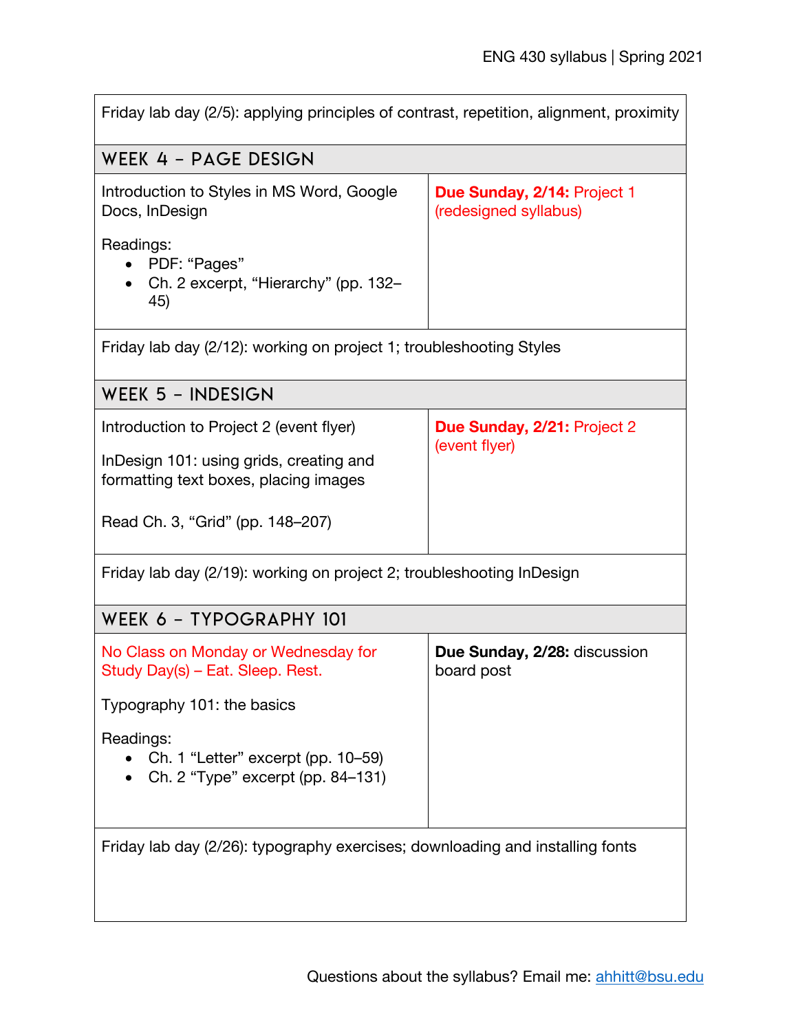Friday lab day (2/5): applying principles of contrast, repetition, alignment, proximity

## Week 4 – Page Design

| | |
|---|---|
| Introduction to Styles in MS Word, Google Docs, InDesign<br><br>Readings:<br>• PDF: "Pages"<br>• Ch. 2 excerpt, "Hierarchy" (pp. 132–45) | **Due Sunday, 2/14:** Project 1 (redesigned syllabus) |

Friday lab day (2/12): working on project 1; troubleshooting Styles

## Week 5 – InDesign

| | |
|---|---|
| Introduction to Project 2 (event flyer)<br><br>InDesign 101: using grids, creating and formatting text boxes, placing images<br><br>Read Ch. 3, "Grid" (pp. 148–207) | **Due Sunday, 2/21:** Project 2 (event flyer) |

Friday lab day (2/19): working on project 2; troubleshooting InDesign

## Week 6 – Typography 101

| | |
|---|---|
| No Class on Monday or Wednesday for Study Day(s) – Eat. Sleep. Rest.<br><br>Typography 101: the basics<br><br>Readings:<br>• Ch. 1 "Letter" excerpt (pp. 10–59)<br>• Ch. 2 "Type" excerpt (pp. 84–131) | **Due Sunday, 2/28:** discussion board post |

Friday lab day (2/26): typography exercises; downloading and installing fonts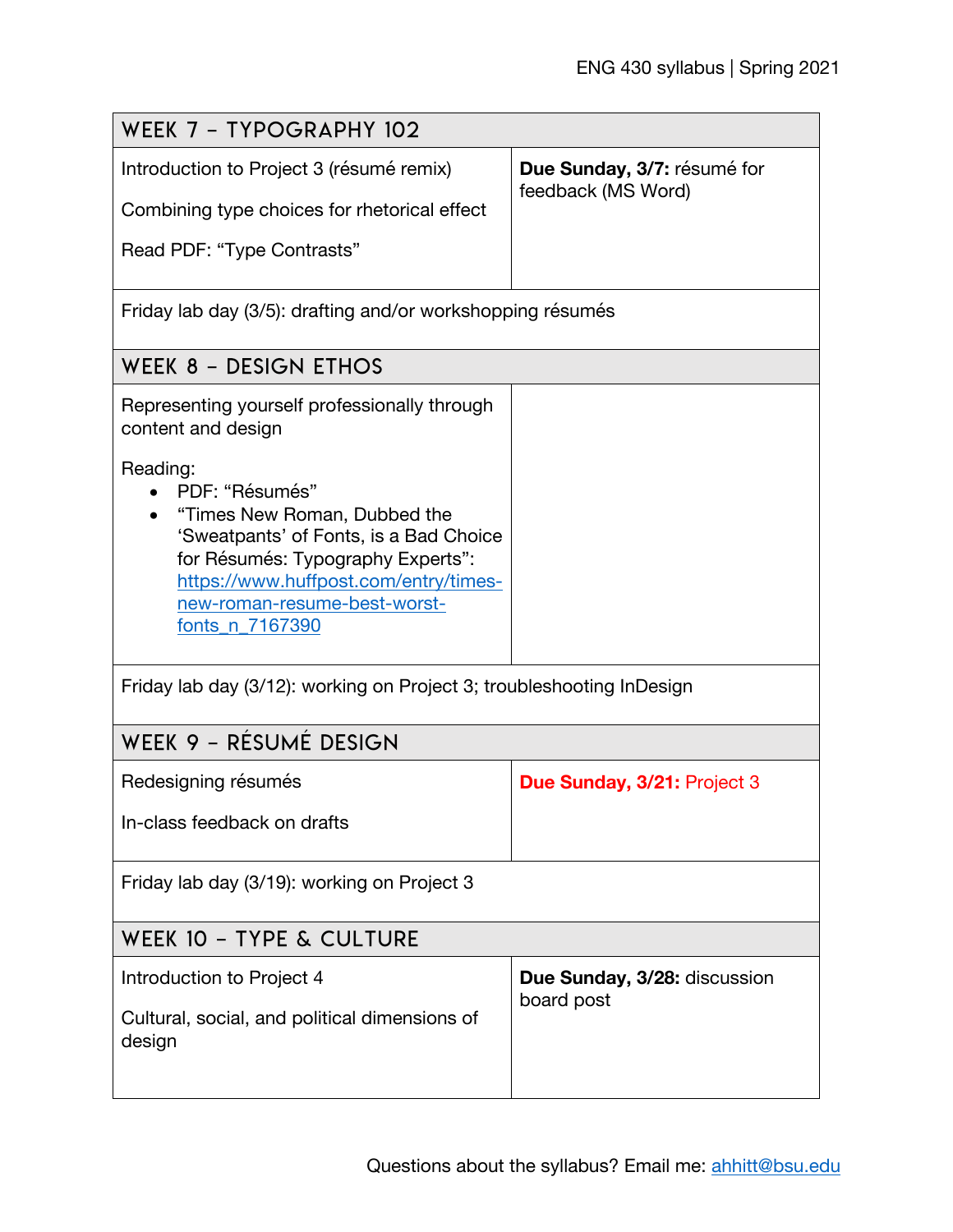| WEEK 7 – TYPOGRAPHY 102 | |
|---|---|
| Introduction to Project 3 (résumé remix)<br><br>Combining type choices for rhetorical effect<br><br>Read PDF: “Type Contrasts” | **Due Sunday, 3/7:** résumé for feedback (MS Word) |
| Friday lab day (3/5): drafting and/or workshopping résumés | |

| WEEK 8 – DESIGN ETHOS | |
|---|---|
| Representing yourself professionally through content and design<br><br>Reading:<br>• PDF: “Résumés”<br>• “Times New Roman, Dubbed the ‘Sweatpants’ of Fonts, is a Bad Choice for Résumés: Typography Experts”: https://www.huffpost.com/entry/times-new-roman-resume-best-worst-fonts_n_7167390 | |
| Friday lab day (3/12): working on Project 3; troubleshooting InDesign | |

| WEEK 9 – RÉSUMÉ DESIGN | |
|---|---|
| Redesigning résumés<br><br>In-class feedback on drafts | **Due Sunday, 3/21:** Project 3 |
| Friday lab day (3/19): working on Project 3 | |

| WEEK 10 – TYPE & CULTURE | |
|---|---|
| Introduction to Project 4<br><br>Cultural, social, and political dimensions of design | **Due Sunday, 3/28:** discussion board post |

Questions about the syllabus? Email me: ahhitt@bsu.edu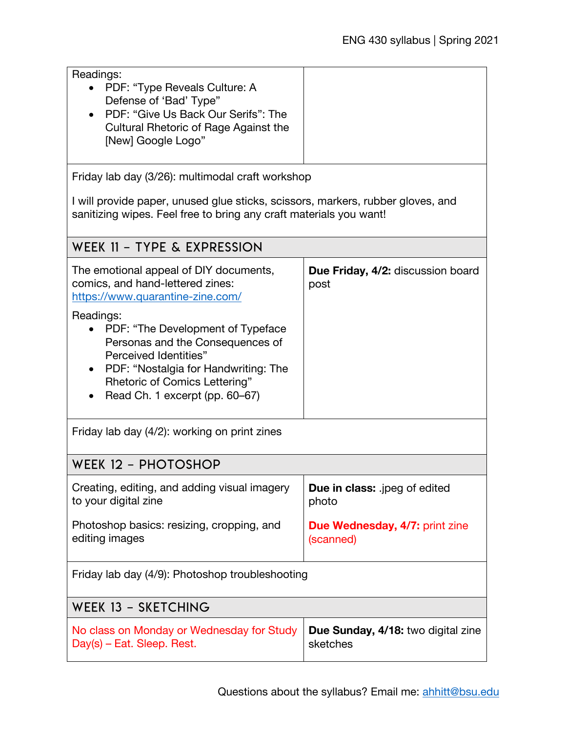| | |
|---|---|
| Readings:<br>• PDF: "Type Reveals Culture: A Defense of 'Bad' Type"<br>• PDF: "Give Us Back Our Serifs": The Cultural Rhetoric of Rage Against the [New] Google Logo" | |

Friday lab day (3/26): multimodal craft workshop

I will provide paper, unused glue sticks, scissors, markers, rubber gloves, and sanitizing wipes. Feel free to bring any craft materials you want!

## WEEK 11 – TYPE & EXPRESSION

| | |
|---|---|
| The emotional appeal of DIY documents, comics, and hand-lettered zines: [https://www.quarantine-zine.com/](https://www.quarantine-zine.com/)<br><br>Readings:<br>• PDF: "The Development of Typeface Personas and the Consequences of Perceived Identities"<br>• PDF: "Nostalgia for Handwriting: The Rhetoric of Comics Lettering"<br>• Read Ch. 1 excerpt (pp. 60–67) | **Due Friday, 4/2:** discussion board post |

Friday lab day (4/2): working on print zines

## WEEK 12 – PHOTOSHOP

| | |
|---|---|
| Creating, editing, and adding visual imagery to your digital zine<br><br>Photoshop basics: resizing, cropping, and editing images | **Due in class:** .jpeg of edited photo<br><br>**Due Wednesday, 4/7:** print zine (scanned) |

Friday lab day (4/9): Photoshop troubleshooting

## WEEK 13 – SKETCHING

| | |
|---|---|
| No class on Monday or Wednesday for Study Day(s) – Eat. Sleep. Rest. | **Due Sunday, 4/18:** two digital zine sketches |

Questions about the syllabus? Email me: [ahhitt@bsu.edu](mailto:ahhitt@bsu.edu)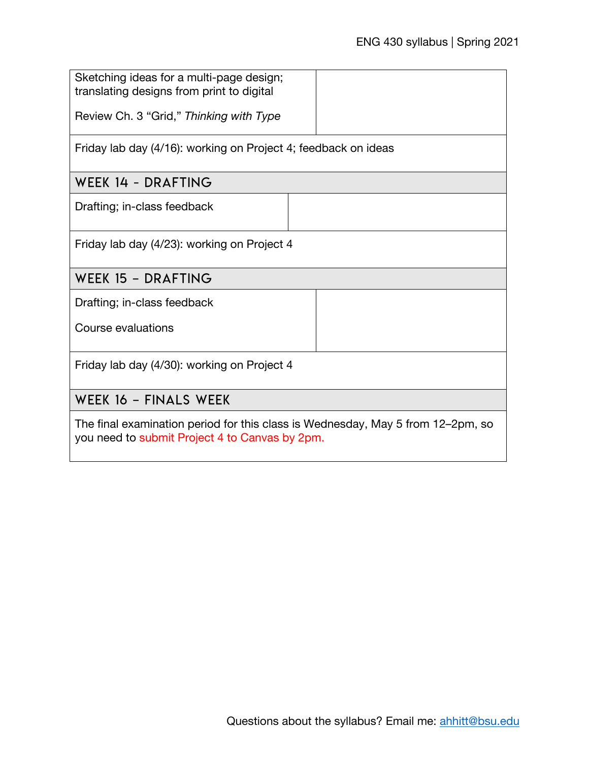| | |
|---|---|
| Sketching ideas for a multi-page design; translating designs from print to digital<br><br>Review Ch. 3 “Grid,” *Thinking with Type* | |
| Friday lab day (4/16): working on Project 4; feedback on ideas | |

## WEEK 14 – DRAFTING

| | |
|---|---|
| Drafting; in-class feedback | |
| Friday lab day (4/23): working on Project 4 | |

## WEEK 15 – DRAFTING

| | |
|---|---|
| Drafting; in-class feedback<br><br>Course evaluations | |
| Friday lab day (4/30): working on Project 4 | |

## WEEK 16 – FINALS WEEK

The final examination period for this class is Wednesday, May 5 from 12–2pm, so you need to submit Project 4 to Canvas by 2pm.

Questions about the syllabus? Email me: [ahhitt@bsu.edu](mailto:ahhitt@bsu.edu)